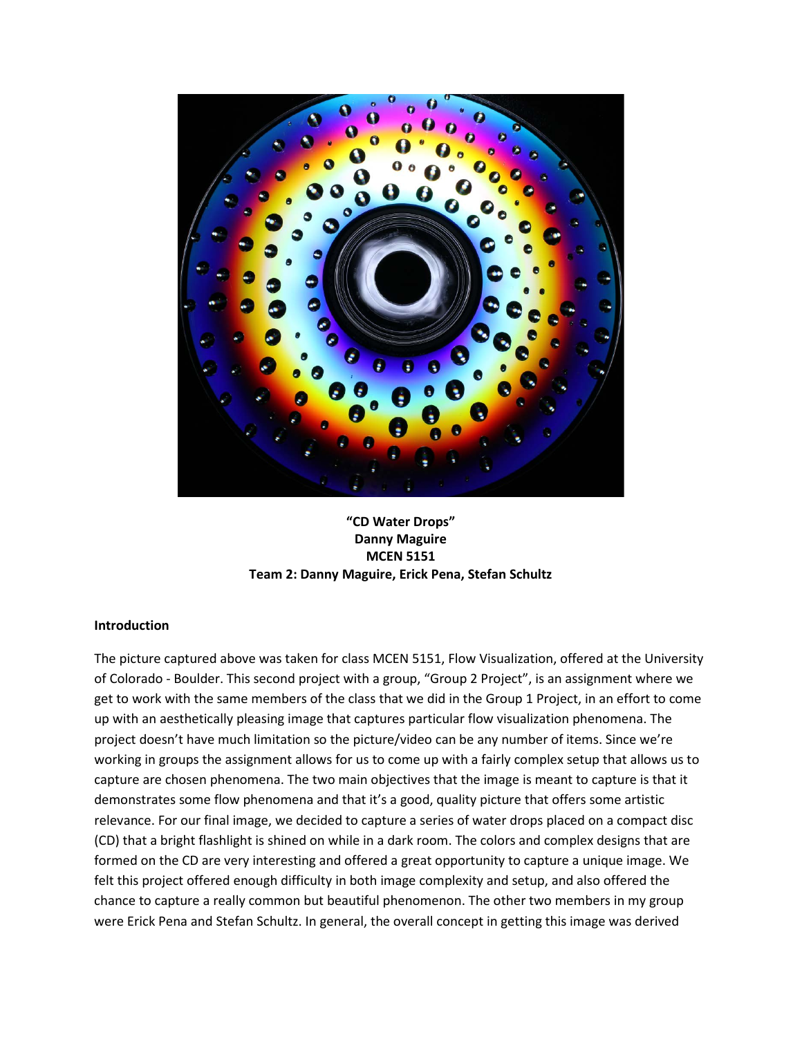**"CD Water Drops"**
**Danny Maguire**
**MCEN 5151**
**Team 2: Danny Maguire, Erick Pena, Stefan Schultz**

## Introduction

The picture captured above was taken for class MCEN 5151, Flow Visualization, offered at the University of Colorado - Boulder. This second project with a group, "Group 2 Project", is an assignment where we get to work with the same members of the class that we did in the Group 1 Project, in an effort to come up with an aesthetically pleasing image that captures particular flow visualization phenomena. The project doesn't have much limitation so the picture/video can be any number of items. Since we're working in groups the assignment allows for us to come up with a fairly complex setup that allows us to capture are chosen phenomena. The two main objectives that the image is meant to capture is that it demonstrates some flow phenomena and that it's a good, quality picture that offers some artistic relevance. For our final image, we decided to capture a series of water drops placed on a compact disc (CD) that a bright flashlight is shined on while in a dark room. The colors and complex designs that are formed on the CD are very interesting and offered a great opportunity to capture a unique image. We felt this project offered enough difficulty in both image complexity and setup, and also offered the chance to capture a really common but beautiful phenomenon. The other two members in my group were Erick Pena and Stefan Schultz. In general, the overall concept in getting this image was derived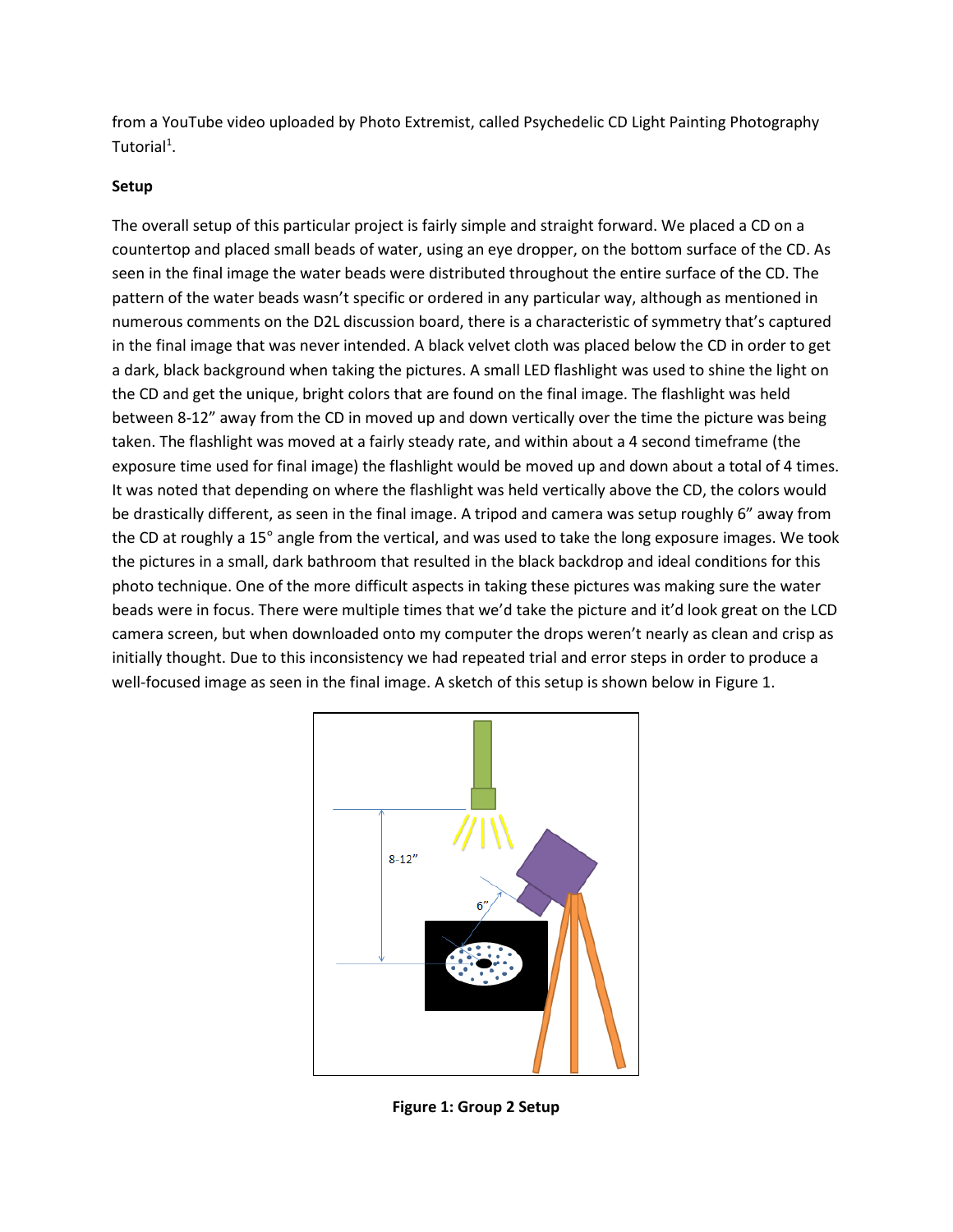from a YouTube video uploaded by Photo Extremist, called Psychedelic CD Light Painting Photography Tutorial[1].

**Setup**

The overall setup of this particular project is fairly simple and straight forward. We placed a CD on a countertop and placed small beads of water, using an eye dropper, on the bottom surface of the CD. As seen in the final image the water beads were distributed throughout the entire surface of the CD. The pattern of the water beads wasn't specific or ordered in any particular way, although as mentioned in numerous comments on the D2L discussion board, there is a characteristic of symmetry that's captured in the final image that was never intended. A black velvet cloth was placed below the CD in order to get a dark, black background when taking the pictures. A small LED flashlight was used to shine the light on the CD and get the unique, bright colors that are found on the final image. The flashlight was held between 8-12" away from the CD in moved up and down vertically over the time the picture was being taken. The flashlight was moved at a fairly steady rate, and within about a 4 second timeframe (the exposure time used for final image) the flashlight would be moved up and down about a total of 4 times. It was noted that depending on where the flashlight was held vertically above the CD, the colors would be drastically different, as seen in the final image. A tripod and camera was setup roughly 6" away from the CD at roughly a 15° angle from the vertical, and was used to take the long exposure images. We took the pictures in a small, dark bathroom that resulted in the black backdrop and ideal conditions for this photo technique. One of the more difficult aspects in taking these pictures was making sure the water beads were in focus. There were multiple times that we'd take the picture and it'd look great on the LCD camera screen, but when downloaded onto my computer the drops weren't nearly as clean and crisp as initially thought. Due to this inconsistency we had repeated trial and error steps in order to produce a well-focused image as seen in the final image. A sketch of this setup is shown below in Figure 1.

**Figure 1: Group 2 Setup**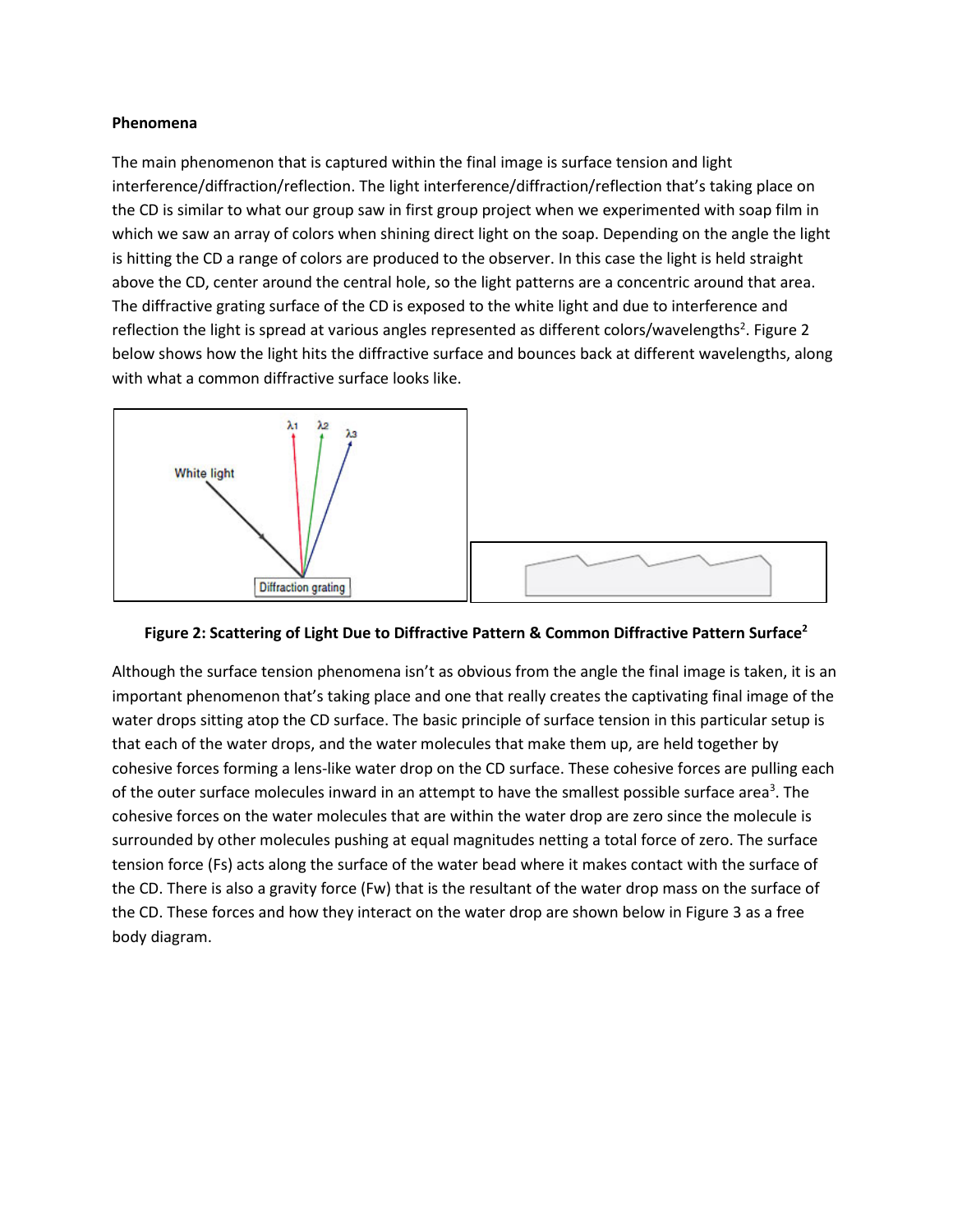**Phenomena**

The main phenomenon that is captured within the final image is surface tension and light interference/diffraction/reflection. The light interference/diffraction/reflection that's taking place on the CD is similar to what our group saw in first group project when we experimented with soap film in which we saw an array of colors when shining direct light on the soap. Depending on the angle the light is hitting the CD a range of colors are produced to the observer. In this case the light is held straight above the CD, center around the central hole, so the light patterns are a concentric around that area. The diffractive grating surface of the CD is exposed to the white light and due to interference and reflection the light is spread at various angles represented as different colors/wavelengths[2]. Figure 2 below shows how the light hits the diffractive surface and bounces back at different wavelengths, along with what a common diffractive surface looks like.

**Figure 2: Scattering of Light Due to Diffractive Pattern & Common Diffractive Pattern Surface[2]**

Although the surface tension phenomena isn't as obvious from the angle the final image is taken, it is an important phenomenon that's taking place and one that really creates the captivating final image of the water drops sitting atop the CD surface. The basic principle of surface tension in this particular setup is that each of the water drops, and the water molecules that make them up, are held together by cohesive forces forming a lens-like water drop on the CD surface. These cohesive forces are pulling each of the outer surface molecules inward in an attempt to have the smallest possible surface area[3]. The cohesive forces on the water molecules that are within the water drop are zero since the molecule is surrounded by other molecules pushing at equal magnitudes netting a total force of zero. The surface tension force ($F_s$) acts along the surface of the water bead where it makes contact with the surface of the CD. There is also a gravity force ($F_w$) that is the resultant of the water drop mass on the surface of the CD. These forces and how they interact on the water drop are shown below in Figure 3 as a free body diagram.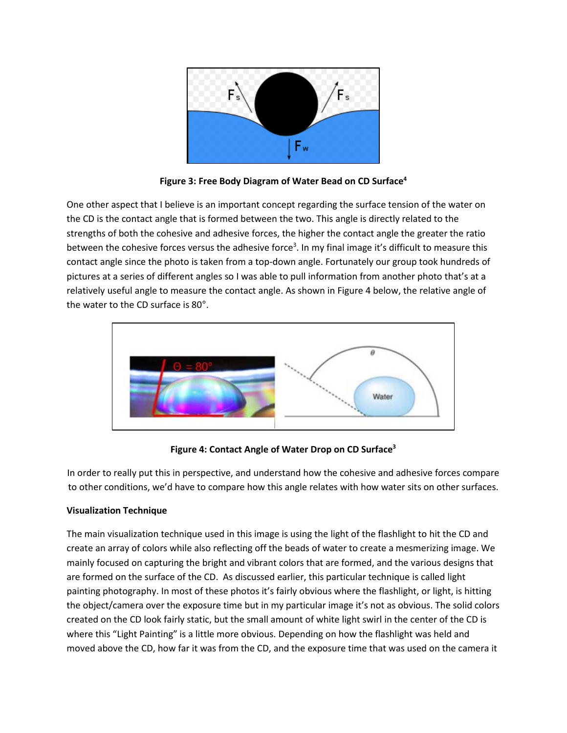**Figure 3: Free Body Diagram of Water Bead on CD Surface[4]**

One other aspect that I believe is an important concept regarding the surface tension of the water on the CD is the contact angle that is formed between the two. This angle is directly related to the strengths of both the cohesive and adhesive forces, the higher the contact angle the greater the ratio between the cohesive forces versus the adhesive force[3]. In my final image it's difficult to measure this contact angle since the photo is taken from a top-down angle. Fortunately our group took hundreds of pictures at a series of different angles so I was able to pull information from another photo that's at a relatively useful angle to measure the contact angle. As shown in Figure 4 below, the relative angle of the water to the CD surface is 80°.

**Figure 4: Contact Angle of Water Drop on CD Surface[3]**

In order to really put this in perspective, and understand how the cohesive and adhesive forces compare to other conditions, we'd have to compare how this angle relates with how water sits on other surfaces.

**Visualization Technique**

The main visualization technique used in this image is using the light of the flashlight to hit the CD and create an array of colors while also reflecting off the beads of water to create a mesmerizing image. We mainly focused on capturing the bright and vibrant colors that are formed, and the various designs that are formed on the surface of the CD. As discussed earlier, this particular technique is called light painting photography. In most of these photos it's fairly obvious where the flashlight, or light, is hitting the object/camera over the exposure time but in my particular image it's not as obvious. The solid colors created on the CD look fairly static, but the small amount of white light swirl in the center of the CD is where this "Light Painting" is a little more obvious. Depending on how the flashlight was held and moved above the CD, how far it was from the CD, and the exposure time that was used on the camera it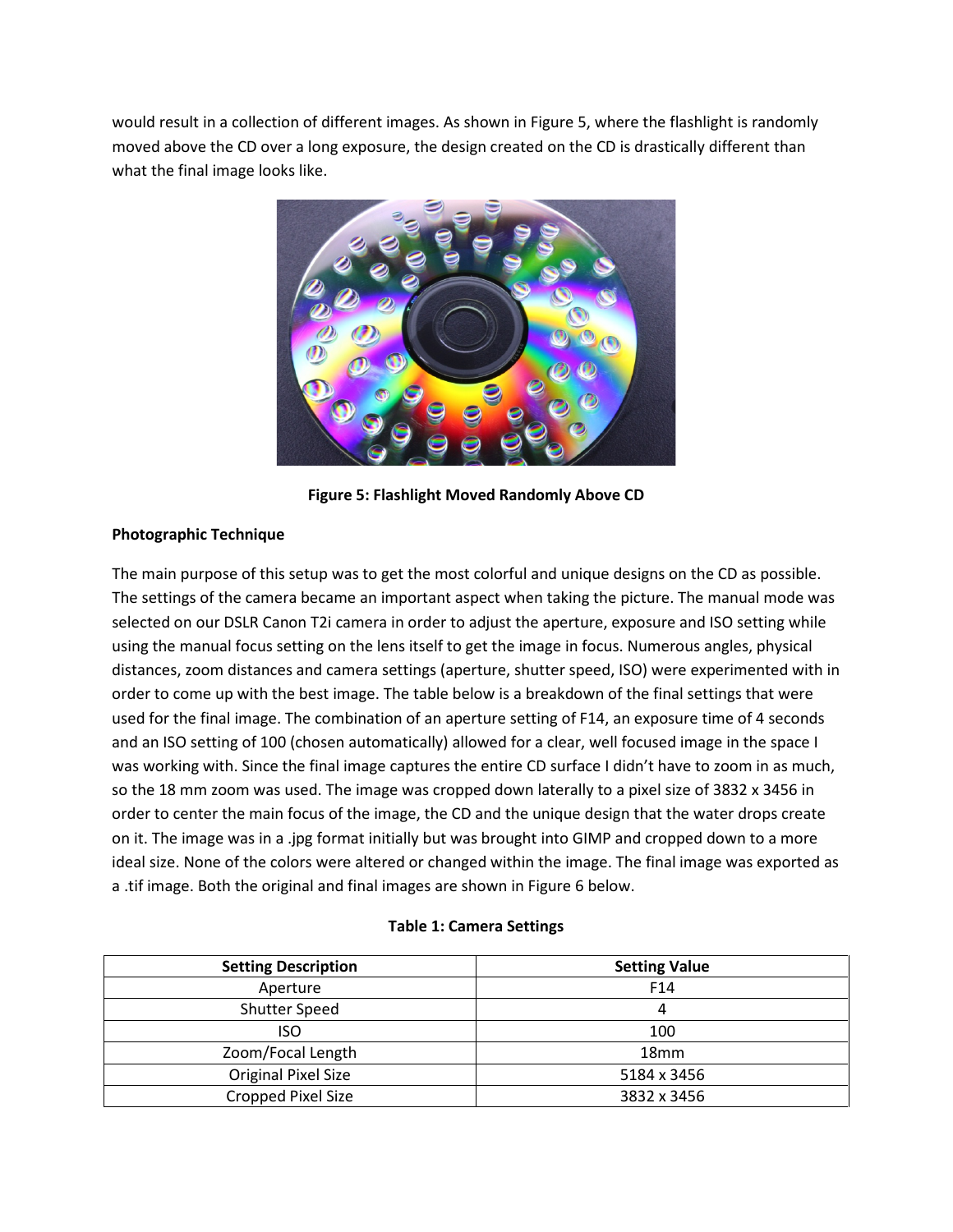would result in a collection of different images. As shown in Figure 5, where the flashlight is randomly moved above the CD over a long exposure, the design created on the CD is drastically different than what the final image looks like.

**Figure 5: Flashlight Moved Randomly Above CD**

**Photographic Technique**

The main purpose of this setup was to get the most colorful and unique designs on the CD as possible. The settings of the camera became an important aspect when taking the picture. The manual mode was selected on our DSLR Canon T2i camera in order to adjust the aperture, exposure and ISO setting while using the manual focus setting on the lens itself to get the image in focus. Numerous angles, physical distances, zoom distances and camera settings (aperture, shutter speed, ISO) were experimented with in order to come up with the best image. The table below is a breakdown of the final settings that were used for the final image. The combination of an aperture setting of F14, an exposure time of 4 seconds and an ISO setting of 100 (chosen automatically) allowed for a clear, well focused image in the space I was working with. Since the final image captures the entire CD surface I didn't have to zoom in as much, so the 18 mm zoom was used. The image was cropped down laterally to a pixel size of 3832 x 3456 in order to center the main focus of the image, the CD and the unique design that the water drops create on it. The image was in a .jpg format initially but was brought into GIMP and cropped down to a more ideal size. None of the colors were altered or changed within the image. The final image was exported as a .tif image. Both the original and final images are shown in Figure 6 below.

**Table 1: Camera Settings**

| Setting Description | Setting Value |
|---|---|
| Aperture | F14 |
| Shutter Speed | 4 |
| ISO | 100 |
| Zoom/Focal Length | 18mm |
| Original Pixel Size | 5184 x 3456 |
| Cropped Pixel Size | 3832 x 3456 |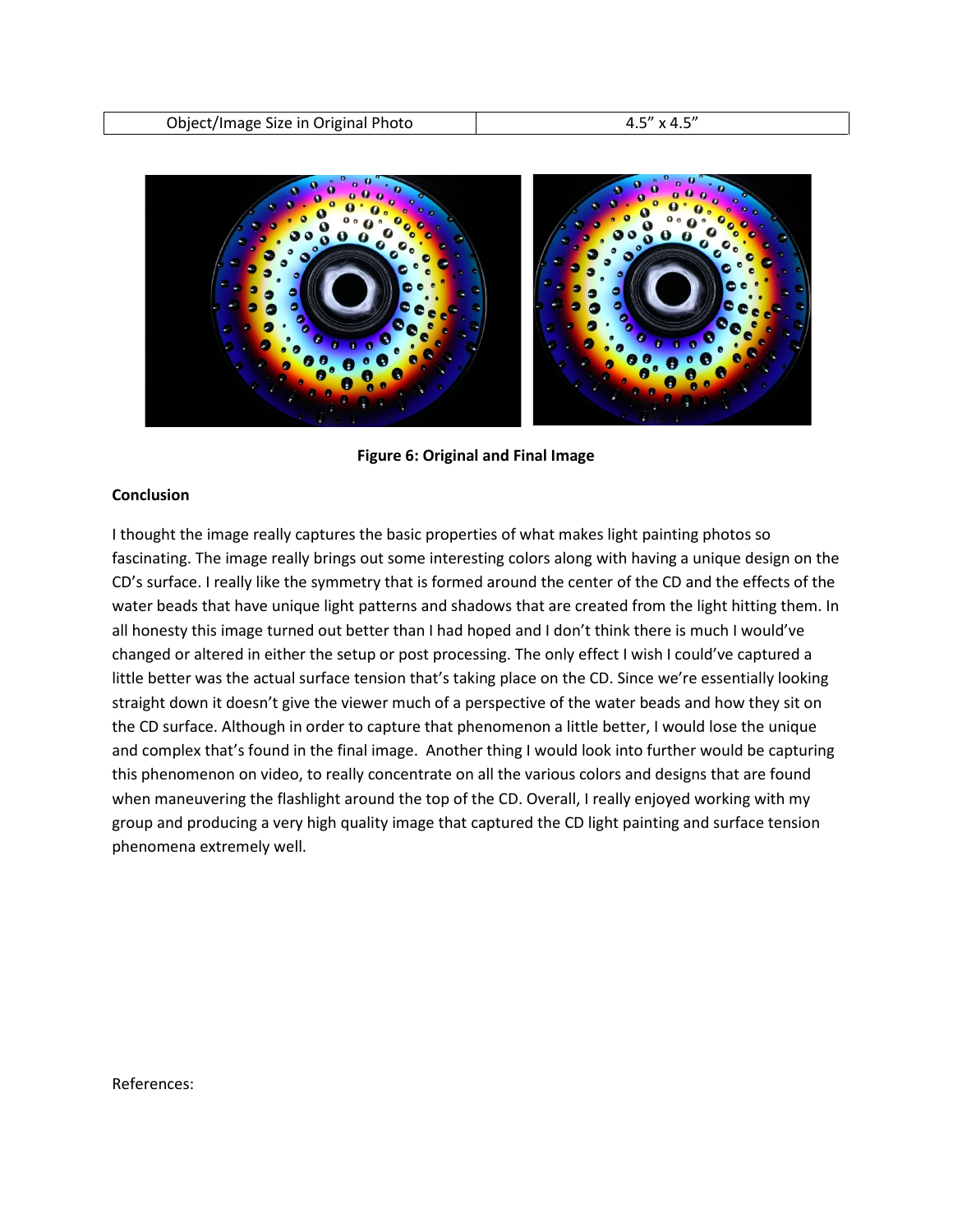| Object/Image Size in Original Photo | 4.5" x 4.5" |
| --- | --- |

**Figure 6: Original and Final Image**

**Conclusion**

I thought the image really captures the basic properties of what makes light painting photos so fascinating. The image really brings out some interesting colors along with having a unique design on the CD's surface. I really like the symmetry that is formed around the center of the CD and the effects of the water beads that have unique light patterns and shadows that are created from the light hitting them. In all honesty this image turned out better than I had hoped and I don't think there is much I would've changed or altered in either the setup or post processing. The only effect I wish I could've captured a little better was the actual surface tension that's taking place on the CD. Since we're essentially looking straight down it doesn't give the viewer much of a perspective of the water beads and how they sit on the CD surface. Although in order to capture that phenomenon a little better, I would lose the unique and complex that's found in the final image. Another thing I would look into further would be capturing this phenomenon on video, to really concentrate on all the various colors and designs that are found when maneuvering the flashlight around the top of the CD. Overall, I really enjoyed working with my group and producing a very high quality image that captured the CD light painting and surface tension phenomena extremely well.

References: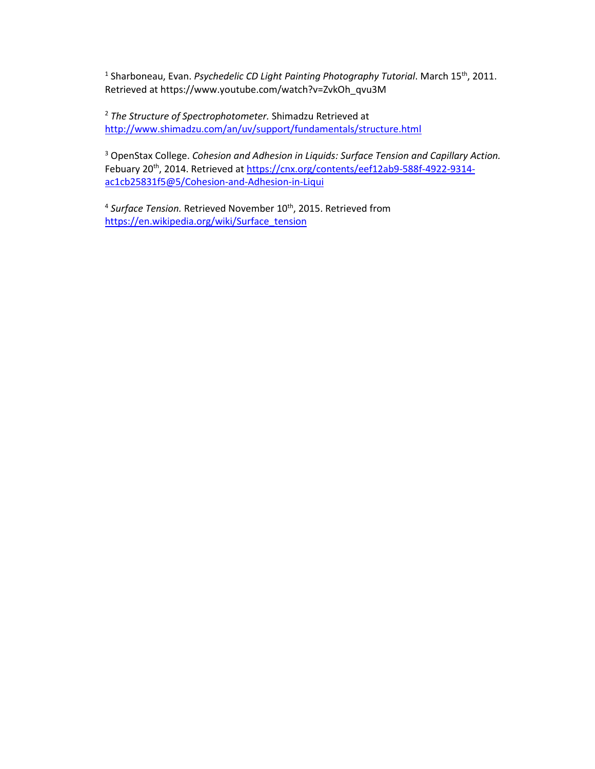[1] Sharboneau, Evan. *Psychedelic CD Light Painting Photography Tutorial*. March 15th, 2011. Retrieved at https://www.youtube.com/watch?v=ZvkOh_qvu3M

[2] *The Structure of Spectrophotometer.* Shimadzu Retrieved at http://www.shimadzu.com/an/uv/support/fundamentals/structure.html

[3] OpenStax College. *Cohesion and Adhesion in Liquids: Surface Tension and Capillary Action.* Febuary 20th, 2014. Retrieved at https://cnx.org/contents/eef12ab9-588f-4922-9314-ac1cb25831f5@5/Cohesion-and-Adhesion-in-Liqui

[4] *Surface Tension.* Retrieved November 10th, 2015. Retrieved from https://en.wikipedia.org/wiki/Surface_tension